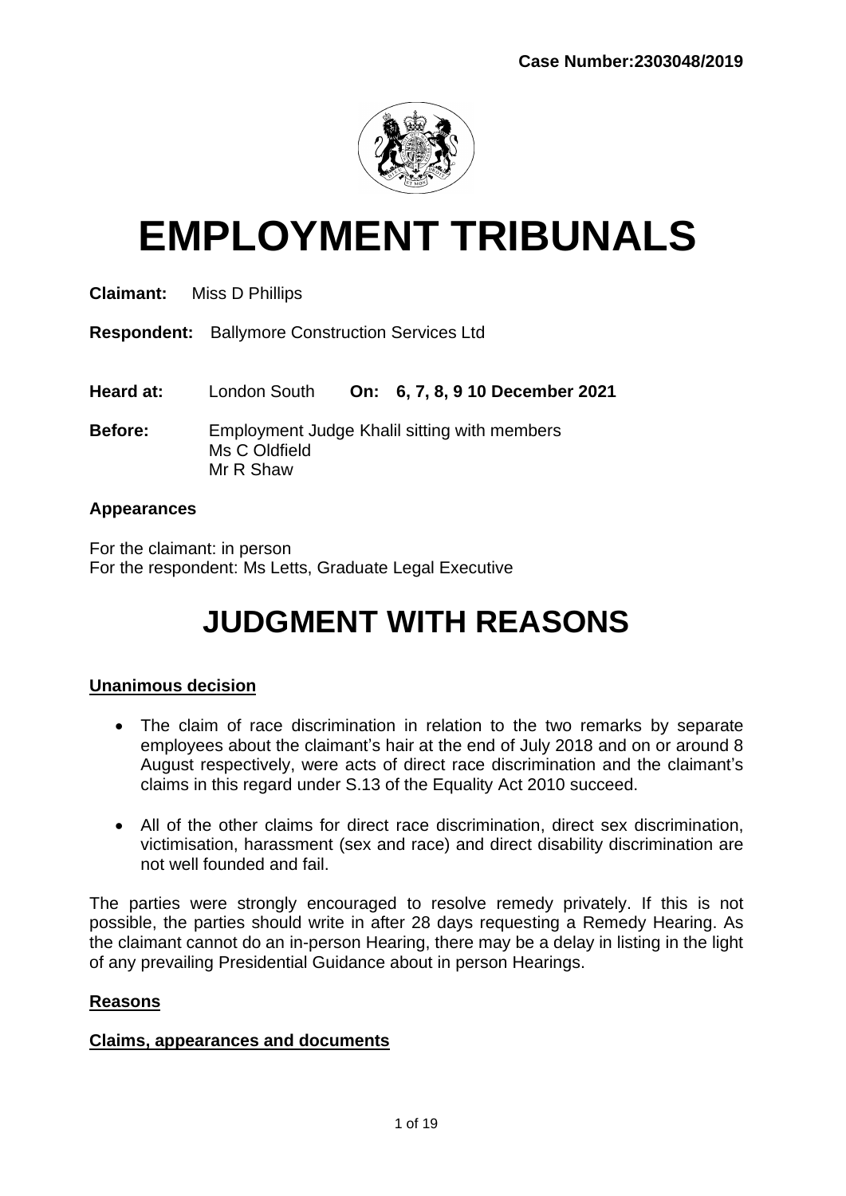**Case Number:2303048/2019**

# EMPLOYMENT TRIBUNALS

**Claimant:** Miss D Phillips

**Respondent:** Ballymore Construction Services Ltd

**Heard at:** London South **On: 6, 7, 8, 9 10 December 2021**

**Before:** Employment Judge Khalil sitting with members
Ms C Oldfield
Mr R Shaw

**Appearances**

For the claimant: in person
For the respondent: Ms Letts, Graduate Legal Executive

# JUDGMENT WITH REASONS

**Unanimous decision**

- The claim of race discrimination in relation to the two remarks by separate employees about the claimant's hair at the end of July 2018 and on or around 8 August respectively, were acts of direct race discrimination and the claimant's claims in this regard under S.13 of the Equality Act 2010 succeed.
- All of the other claims for direct race discrimination, direct sex discrimination, victimisation, harassment (sex and race) and direct disability discrimination are not well founded and fail.

The parties were strongly encouraged to resolve remedy privately. If this is not possible, the parties should write in after 28 days requesting a Remedy Hearing. As the claimant cannot do an in-person Hearing, there may be a delay in listing in the light of any prevailing Presidential Guidance about in person Hearings.

**Reasons**

**Claims, appearances and documents**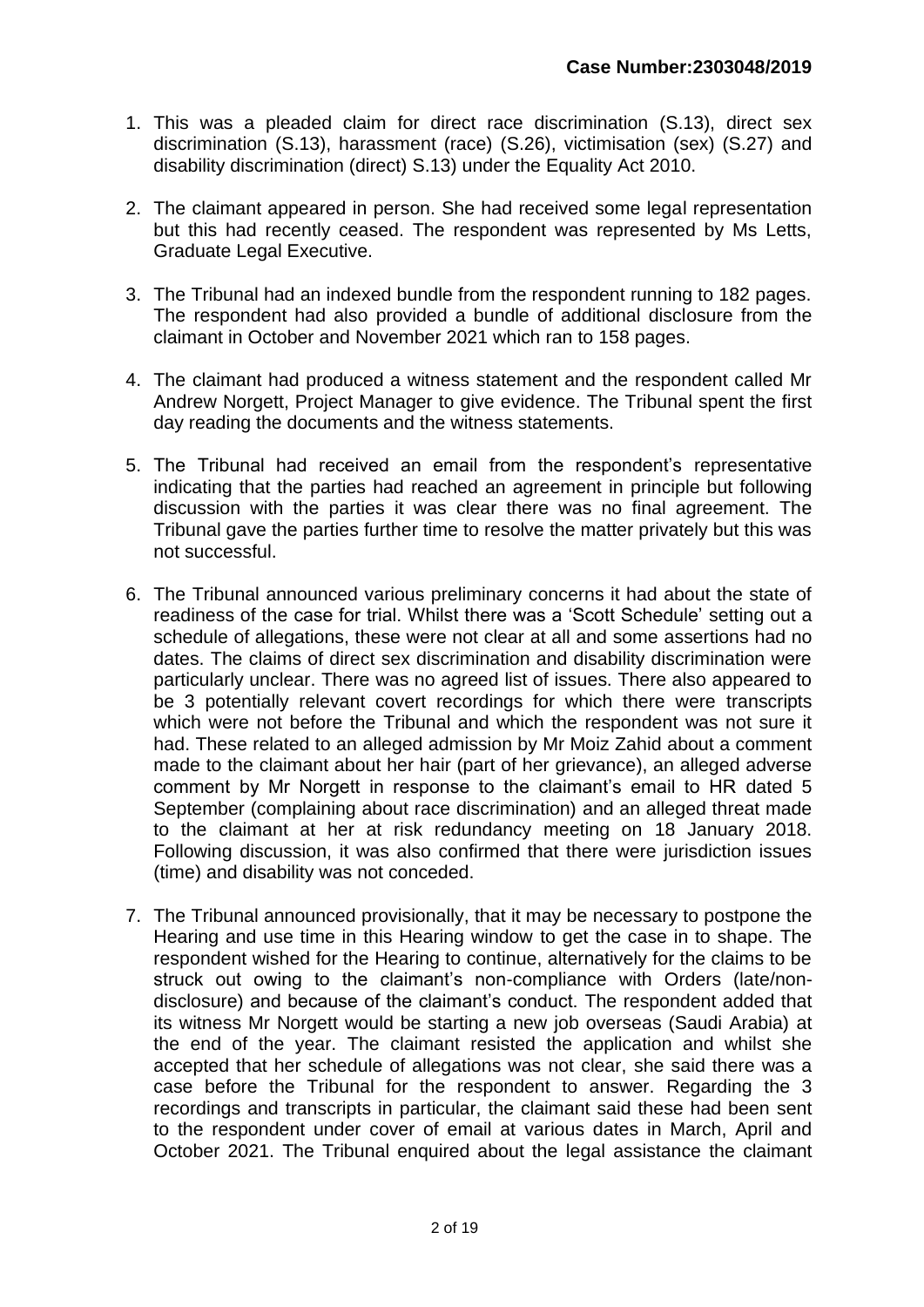1. This was a pleaded claim for direct race discrimination (S.13), direct sex discrimination (S.13), harassment (race) (S.26), victimisation (sex) (S.27) and disability discrimination (direct) S.13) under the Equality Act 2010.

2. The claimant appeared in person. She had received some legal representation but this had recently ceased. The respondent was represented by Ms Letts, Graduate Legal Executive.

3. The Tribunal had an indexed bundle from the respondent running to 182 pages. The respondent had also provided a bundle of additional disclosure from the claimant in October and November 2021 which ran to 158 pages.

4. The claimant had produced a witness statement and the respondent called Mr Andrew Norgett, Project Manager to give evidence. The Tribunal spent the first day reading the documents and the witness statements.

5. The Tribunal had received an email from the respondent's representative indicating that the parties had reached an agreement in principle but following discussion with the parties it was clear there was no final agreement. The Tribunal gave the parties further time to resolve the matter privately but this was not successful.

6. The Tribunal announced various preliminary concerns it had about the state of readiness of the case for trial. Whilst there was a 'Scott Schedule' setting out a schedule of allegations, these were not clear at all and some assertions had no dates. The claims of direct sex discrimination and disability discrimination were particularly unclear. There was no agreed list of issues. There also appeared to be 3 potentially relevant covert recordings for which there were transcripts which were not before the Tribunal and which the respondent was not sure it had. These related to an alleged admission by Mr Moiz Zahid about a comment made to the claimant about her hair (part of her grievance), an alleged adverse comment by Mr Norgett in response to the claimant's email to HR dated 5 September (complaining about race discrimination) and an alleged threat made to the claimant at her at risk redundancy meeting on 18 January 2018. Following discussion, it was also confirmed that there were jurisdiction issues (time) and disability was not conceded.

7. The Tribunal announced provisionally, that it may be necessary to postpone the Hearing and use time in this Hearing window to get the case in to shape. The respondent wished for the Hearing to continue, alternatively for the claims to be struck out owing to the claimant's non-compliance with Orders (late/non-disclosure) and because of the claimant's conduct. The respondent added that its witness Mr Norgett would be starting a new job overseas (Saudi Arabia) at the end of the year. The claimant resisted the application and whilst she accepted that her schedule of allegations was not clear, she said there was a case before the Tribunal for the respondent to answer. Regarding the 3 recordings and transcripts in particular, the claimant said these had been sent to the respondent under cover of email at various dates in March, April and October 2021. The Tribunal enquired about the legal assistance the claimant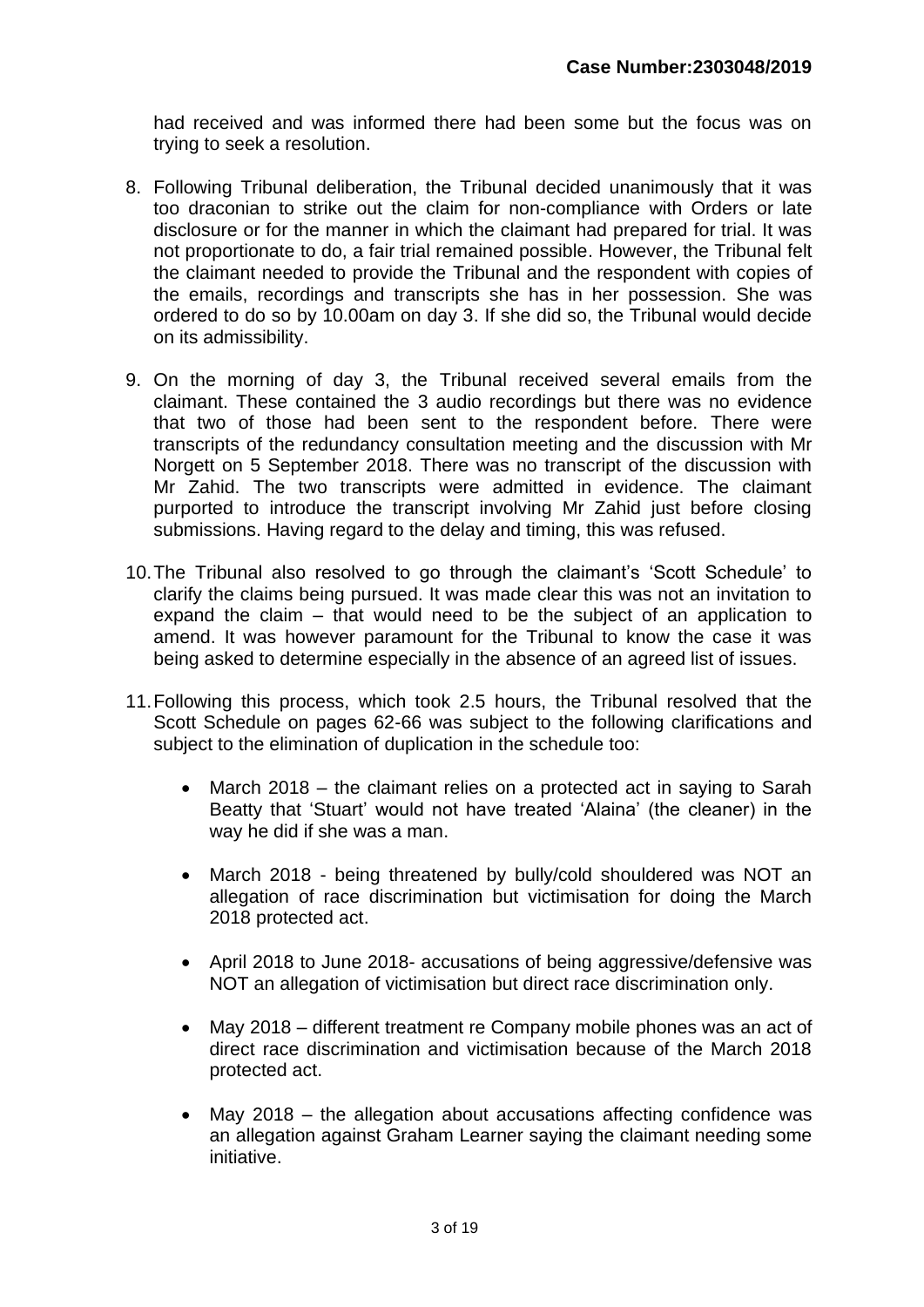had received and was informed there had been some but the focus was on trying to seek a resolution.

8. Following Tribunal deliberation, the Tribunal decided unanimously that it was too draconian to strike out the claim for non-compliance with Orders or late disclosure or for the manner in which the claimant had prepared for trial. It was not proportionate to do, a fair trial remained possible. However, the Tribunal felt the claimant needed to provide the Tribunal and the respondent with copies of the emails, recordings and transcripts she has in her possession. She was ordered to do so by 10.00am on day 3. If she did so, the Tribunal would decide on its admissibility.

9. On the morning of day 3, the Tribunal received several emails from the claimant. These contained the 3 audio recordings but there was no evidence that two of those had been sent to the respondent before. There were transcripts of the redundancy consultation meeting and the discussion with Mr Norgett on 5 September 2018. There was no transcript of the discussion with Mr Zahid. The two transcripts were admitted in evidence. The claimant purported to introduce the transcript involving Mr Zahid just before closing submissions. Having regard to the delay and timing, this was refused.

10. The Tribunal also resolved to go through the claimant's 'Scott Schedule' to clarify the claims being pursued. It was made clear this was not an invitation to expand the claim – that would need to be the subject of an application to amend. It was however paramount for the Tribunal to know the case it was being asked to determine especially in the absence of an agreed list of issues.

11. Following this process, which took 2.5 hours, the Tribunal resolved that the Scott Schedule on pages 62-66 was subject to the following clarifications and subject to the elimination of duplication in the schedule too:

    - March 2018 – the claimant relies on a protected act in saying to Sarah Beatty that 'Stuart' would not have treated 'Alaina' (the cleaner) in the way he did if she was a man.
    - March 2018 - being threatened by bully/cold shouldered was NOT an allegation of race discrimination but victimisation for doing the March 2018 protected act.
    - April 2018 to June 2018- accusations of being aggressive/defensive was NOT an allegation of victimisation but direct race discrimination only.
    - May 2018 – different treatment re Company mobile phones was an act of direct race discrimination and victimisation because of the March 2018 protected act.
    - May 2018 – the allegation about accusations affecting confidence was an allegation against Graham Learner saying the claimant needing some initiative.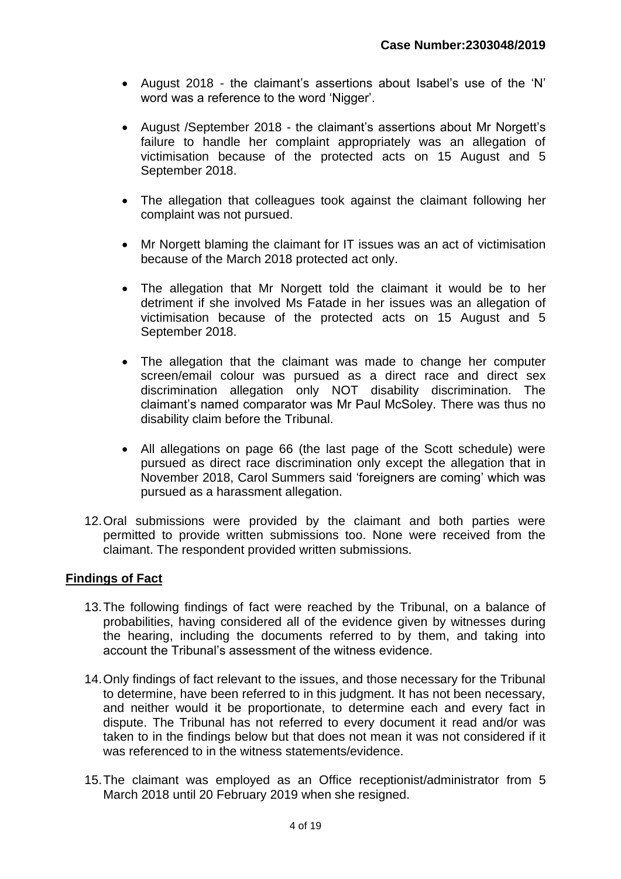- August 2018 - the claimant's assertions about Isabel's use of the 'N' word was a reference to the word 'Nigger'.

- August /September 2018 - the claimant's assertions about Mr Norgett's failure to handle her complaint appropriately was an allegation of victimisation because of the protected acts on 15 August and 5 September 2018.

- The allegation that colleagues took against the claimant following her complaint was not pursued.

- Mr Norgett blaming the claimant for IT issues was an act of victimisation because of the March 2018 protected act only.

- The allegation that Mr Norgett told the claimant it would be to her detriment if she involved Ms Fatade in her issues was an allegation of victimisation because of the protected acts on 15 August and 5 September 2018.

- The allegation that the claimant was made to change her computer screen/email colour was pursued as a direct race and direct sex discrimination allegation only NOT disability discrimination. The claimant's named comparator was Mr Paul McSoley. There was thus no disability claim before the Tribunal.

- All allegations on page 66 (the last page of the Scott schedule) were pursued as direct race discrimination only except the allegation that in November 2018, Carol Summers said 'foreigners are coming' which was pursued as a harassment allegation.

12. Oral submissions were provided by the claimant and both parties were permitted to provide written submissions too. None were received from the claimant. The respondent provided written submissions.

## Findings of Fact

13. The following findings of fact were reached by the Tribunal, on a balance of probabilities, having considered all of the evidence given by witnesses during the hearing, including the documents referred to by them, and taking into account the Tribunal's assessment of the witness evidence.

14. Only findings of fact relevant to the issues, and those necessary for the Tribunal to determine, have been referred to in this judgment. It has not been necessary, and neither would it be proportionate, to determine each and every fact in dispute. The Tribunal has not referred to every document it read and/or was taken to in the findings below but that does not mean it was not considered if it was referenced to in the witness statements/evidence.

15. The claimant was employed as an Office receptionist/administrator from 5 March 2018 until 20 February 2019 when she resigned.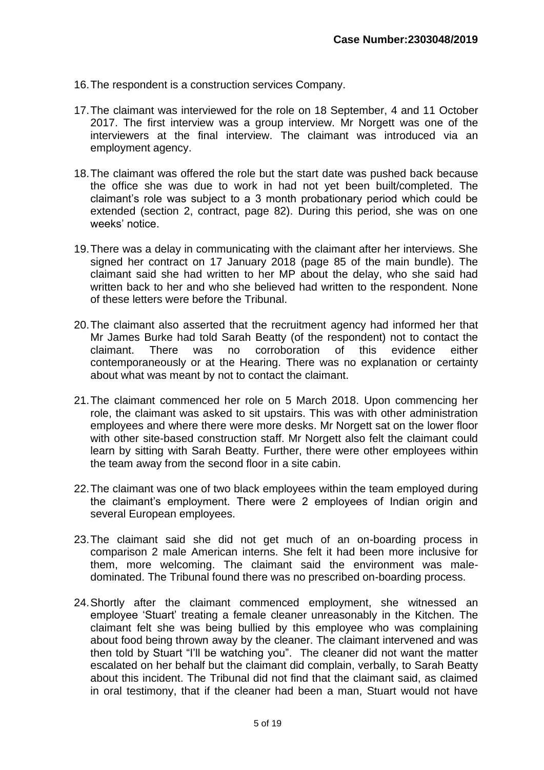16. The respondent is a construction services Company.

17. The claimant was interviewed for the role on 18 September, 4 and 11 October 2017. The first interview was a group interview. Mr Norgett was one of the interviewers at the final interview. The claimant was introduced via an employment agency.

18. The claimant was offered the role but the start date was pushed back because the office she was due to work in had not yet been built/completed. The claimant's role was subject to a 3 month probationary period which could be extended (section 2, contract, page 82). During this period, she was on one weeks' notice.

19. There was a delay in communicating with the claimant after her interviews. She signed her contract on 17 January 2018 (page 85 of the main bundle). The claimant said she had written to her MP about the delay, who she said had written back to her and who she believed had written to the respondent. None of these letters were before the Tribunal.

20. The claimant also asserted that the recruitment agency had informed her that Mr James Burke had told Sarah Beatty (of the respondent) not to contact the claimant. There was no corroboration of this evidence either contemporaneously or at the Hearing. There was no explanation or certainty about what was meant by not to contact the claimant.

21. The claimant commenced her role on 5 March 2018. Upon commencing her role, the claimant was asked to sit upstairs. This was with other administration employees and where there were more desks. Mr Norgett sat on the lower floor with other site-based construction staff. Mr Norgett also felt the claimant could learn by sitting with Sarah Beatty. Further, there were other employees within the team away from the second floor in a site cabin.

22. The claimant was one of two black employees within the team employed during the claimant's employment. There were 2 employees of Indian origin and several European employees.

23. The claimant said she did not get much of an on-boarding process in comparison 2 male American interns. She felt it had been more inclusive for them, more welcoming. The claimant said the environment was male-dominated. The Tribunal found there was no prescribed on-boarding process.

24. Shortly after the claimant commenced employment, she witnessed an employee 'Stuart' treating a female cleaner unreasonably in the Kitchen. The claimant felt she was being bullied by this employee who was complaining about food being thrown away by the cleaner. The claimant intervened and was then told by Stuart "I'll be watching you". The cleaner did not want the matter escalated on her behalf but the claimant did complain, verbally, to Sarah Beatty about this incident. The Tribunal did not find that the claimant said, as claimed in oral testimony, that if the cleaner had been a man, Stuart would not have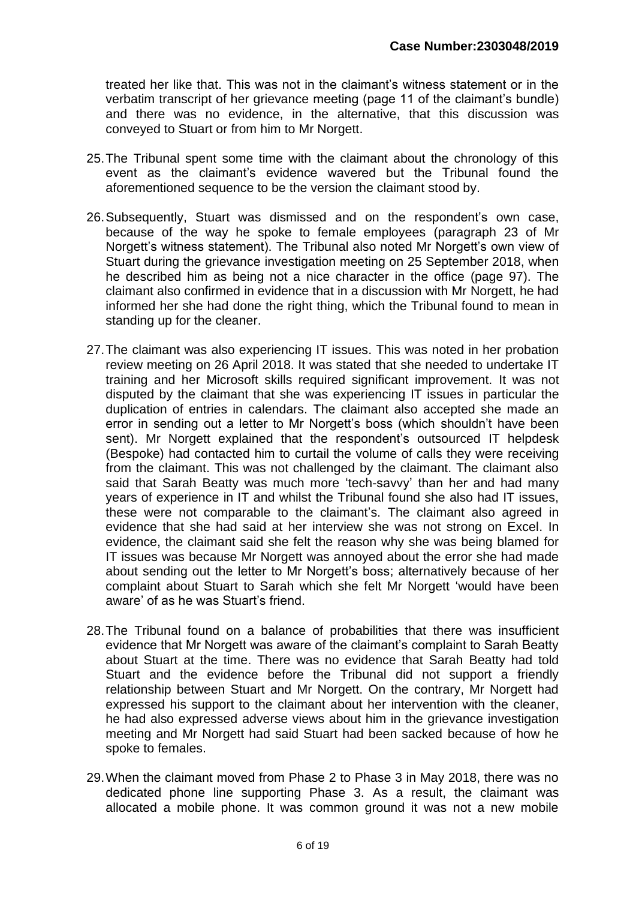treated her like that. This was not in the claimant's witness statement or in the verbatim transcript of her grievance meeting (page 11 of the claimant's bundle) and there was no evidence, in the alternative, that this discussion was conveyed to Stuart or from him to Mr Norgett.

25. The Tribunal spent some time with the claimant about the chronology of this event as the claimant's evidence wavered but the Tribunal found the aforementioned sequence to be the version the claimant stood by.

26. Subsequently, Stuart was dismissed and on the respondent's own case, because of the way he spoke to female employees (paragraph 23 of Mr Norgett's witness statement). The Tribunal also noted Mr Norgett's own view of Stuart during the grievance investigation meeting on 25 September 2018, when he described him as being not a nice character in the office (page 97). The claimant also confirmed in evidence that in a discussion with Mr Norgett, he had informed her she had done the right thing, which the Tribunal found to mean in standing up for the cleaner.

27. The claimant was also experiencing IT issues. This was noted in her probation review meeting on 26 April 2018. It was stated that she needed to undertake IT training and her Microsoft skills required significant improvement. It was not disputed by the claimant that she was experiencing IT issues in particular the duplication of entries in calendars. The claimant also accepted she made an error in sending out a letter to Mr Norgett's boss (which shouldn't have been sent). Mr Norgett explained that the respondent's outsourced IT helpdesk (Bespoke) had contacted him to curtail the volume of calls they were receiving from the claimant. This was not challenged by the claimant. The claimant also said that Sarah Beatty was much more 'tech-savvy' than her and had many years of experience in IT and whilst the Tribunal found she also had IT issues, these were not comparable to the claimant's. The claimant also agreed in evidence that she had said at her interview she was not strong on Excel. In evidence, the claimant said she felt the reason why she was being blamed for IT issues was because Mr Norgett was annoyed about the error she had made about sending out the letter to Mr Norgett's boss; alternatively because of her complaint about Stuart to Sarah which she felt Mr Norgett 'would have been aware' of as he was Stuart's friend.

28. The Tribunal found on a balance of probabilities that there was insufficient evidence that Mr Norgett was aware of the claimant's complaint to Sarah Beatty about Stuart at the time. There was no evidence that Sarah Beatty had told Stuart and the evidence before the Tribunal did not support a friendly relationship between Stuart and Mr Norgett. On the contrary, Mr Norgett had expressed his support to the claimant about her intervention with the cleaner, he had also expressed adverse views about him in the grievance investigation meeting and Mr Norgett had said Stuart had been sacked because of how he spoke to females.

29. When the claimant moved from Phase 2 to Phase 3 in May 2018, there was no dedicated phone line supporting Phase 3. As a result, the claimant was allocated a mobile phone. It was common ground it was not a new mobile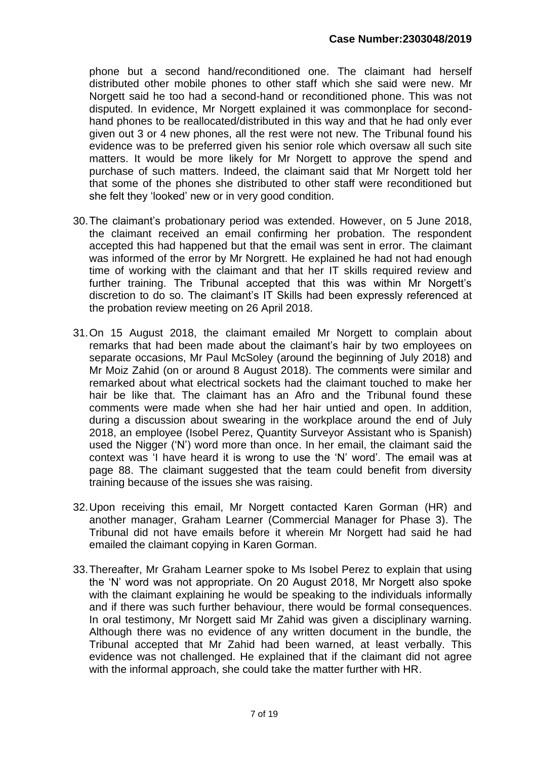phone but a second hand/reconditioned one. The claimant had herself distributed other mobile phones to other staff which she said were new. Mr Norgett said he too had a second-hand or reconditioned phone. This was not disputed. In evidence, Mr Norgett explained it was commonplace for second-hand phones to be reallocated/distributed in this way and that he had only ever given out 3 or 4 new phones, all the rest were not new. The Tribunal found his evidence was to be preferred given his senior role which oversaw all such site matters. It would be more likely for Mr Norgett to approve the spend and purchase of such matters. Indeed, the claimant said that Mr Norgett told her that some of the phones she distributed to other staff were reconditioned but she felt they 'looked' new or in very good condition.

30. The claimant's probationary period was extended. However, on 5 June 2018, the claimant received an email confirming her probation. The respondent accepted this had happened but that the email was sent in error. The claimant was informed of the error by Mr Norgrett. He explained he had not had enough time of working with the claimant and that her IT skills required review and further training. The Tribunal accepted that this was within Mr Norgett's discretion to do so. The claimant's IT Skills had been expressly referenced at the probation review meeting on 26 April 2018.

31. On 15 August 2018, the claimant emailed Mr Norgett to complain about remarks that had been made about the claimant's hair by two employees on separate occasions, Mr Paul McSoley (around the beginning of July 2018) and Mr Moiz Zahid (on or around 8 August 2018). The comments were similar and remarked about what electrical sockets had the claimant touched to make her hair be like that. The claimant has an Afro and the Tribunal found these comments were made when she had her hair untied and open. In addition, during a discussion about swearing in the workplace around the end of July 2018, an employee (Isobel Perez, Quantity Surveyor Assistant who is Spanish) used the Nigger ('N') word more than once. In her email, the claimant said the context was 'I have heard it is wrong to use the 'N' word'. The email was at page 88. The claimant suggested that the team could benefit from diversity training because of the issues she was raising.

32. Upon receiving this email, Mr Norgett contacted Karen Gorman (HR) and another manager, Graham Learner (Commercial Manager for Phase 3). The Tribunal did not have emails before it wherein Mr Norgett had said he had emailed the claimant copying in Karen Gorman.

33. Thereafter, Mr Graham Learner spoke to Ms Isobel Perez to explain that using the 'N' word was not appropriate. On 20 August 2018, Mr Norgett also spoke with the claimant explaining he would be speaking to the individuals informally and if there was such further behaviour, there would be formal consequences. In oral testimony, Mr Norgett said Mr Zahid was given a disciplinary warning. Although there was no evidence of any written document in the bundle, the Tribunal accepted that Mr Zahid had been warned, at least verbally. This evidence was not challenged. He explained that if the claimant did not agree with the informal approach, she could take the matter further with HR.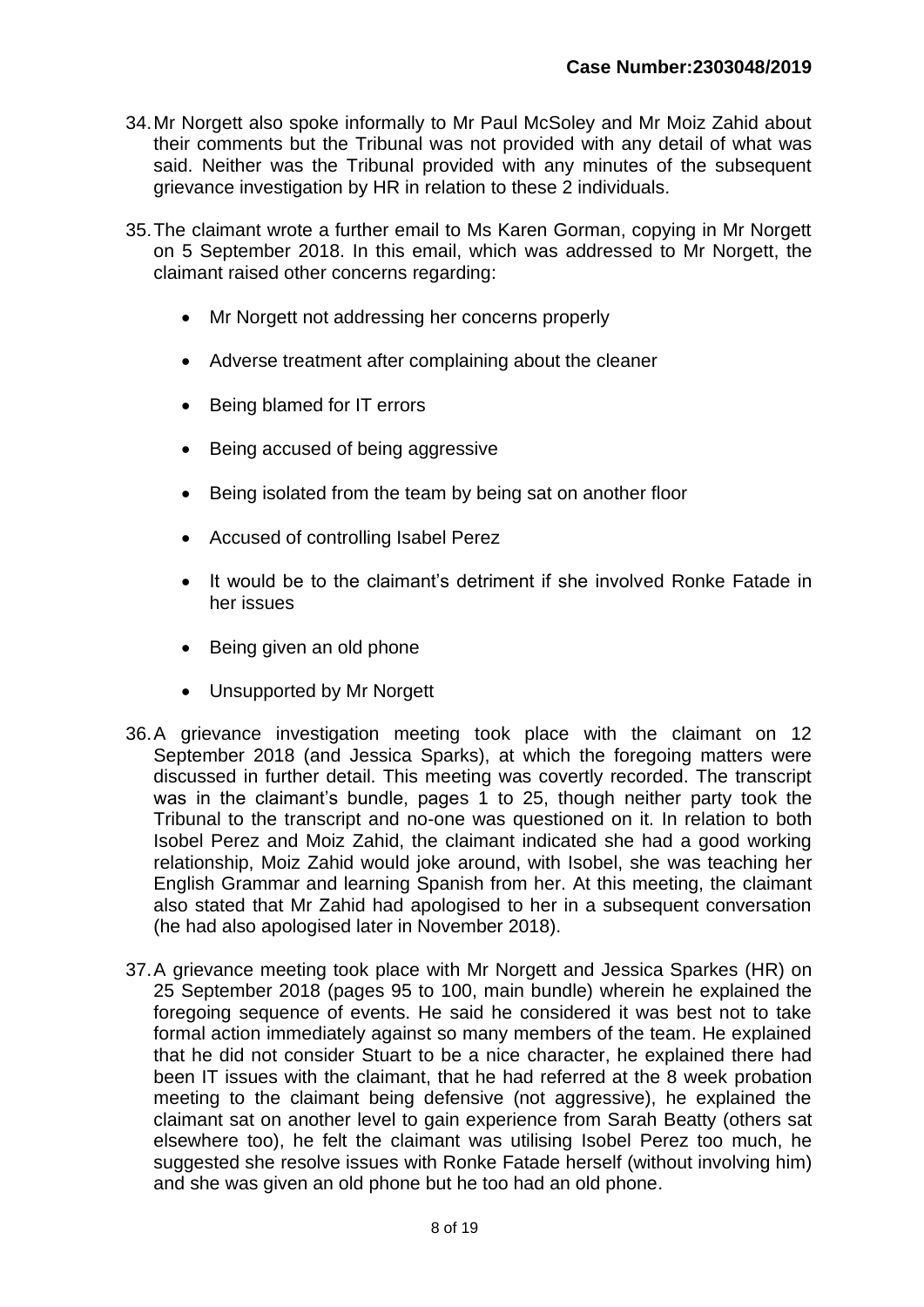**Case Number:2303048/2019**

34. Mr Norgett also spoke informally to Mr Paul McSoley and Mr Moiz Zahid about their comments but the Tribunal was not provided with any detail of what was said. Neither was the Tribunal provided with any minutes of the subsequent grievance investigation by HR in relation to these 2 individuals.

35. The claimant wrote a further email to Ms Karen Gorman, copying in Mr Norgett on 5 September 2018. In this email, which was addressed to Mr Norgett, the claimant raised other concerns regarding:

    - Mr Norgett not addressing her concerns properly
    - Adverse treatment after complaining about the cleaner
    - Being blamed for IT errors
    - Being accused of being aggressive
    - Being isolated from the team by being sat on another floor
    - Accused of controlling Isabel Perez
    - It would be to the claimant's detriment if she involved Ronke Fatade in her issues
    - Being given an old phone
    - Unsupported by Mr Norgett

36. A grievance investigation meeting took place with the claimant on 12 September 2018 (and Jessica Sparks), at which the foregoing matters were discussed in further detail. This meeting was covertly recorded. The transcript was in the claimant's bundle, pages 1 to 25, though neither party took the Tribunal to the transcript and no-one was questioned on it. In relation to both Isobel Perez and Moiz Zahid, the claimant indicated she had a good working relationship, Moiz Zahid would joke around, with Isobel, she was teaching her English Grammar and learning Spanish from her. At this meeting, the claimant also stated that Mr Zahid had apologised to her in a subsequent conversation (he had also apologised later in November 2018).

37. A grievance meeting took place with Mr Norgett and Jessica Sparkes (HR) on 25 September 2018 (pages 95 to 100, main bundle) wherein he explained the foregoing sequence of events. He said he considered it was best not to take formal action immediately against so many members of the team. He explained that he did not consider Stuart to be a nice character, he explained there had been IT issues with the claimant, that he had referred at the 8 week probation meeting to the claimant being defensive (not aggressive), he explained the claimant sat on another level to gain experience from Sarah Beatty (others sat elsewhere too), he felt the claimant was utilising Isobel Perez too much, he suggested she resolve issues with Ronke Fatade herself (without involving him) and she was given an old phone but he too had an old phone.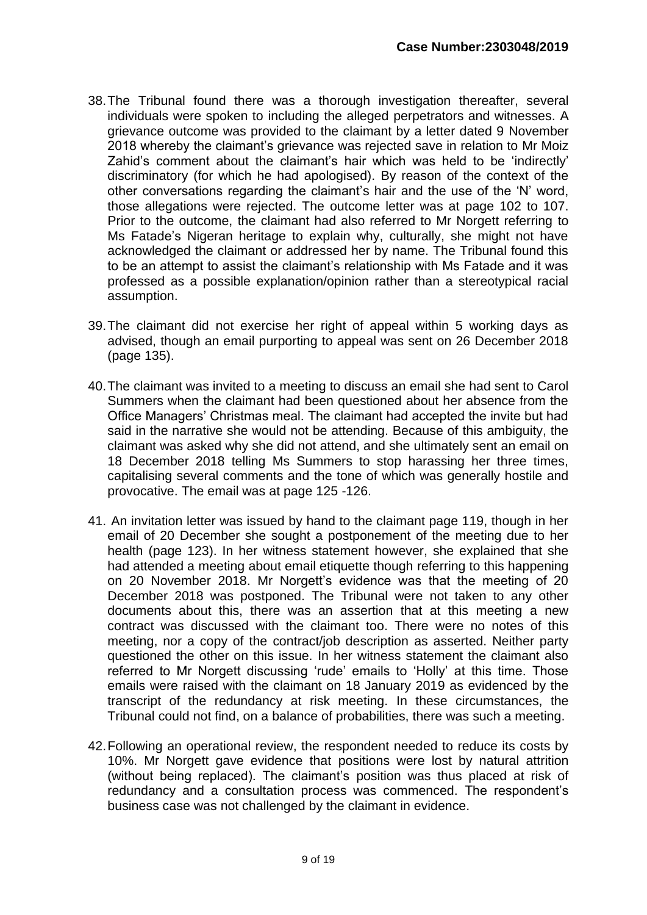38. The Tribunal found there was a thorough investigation thereafter, several individuals were spoken to including the alleged perpetrators and witnesses. A grievance outcome was provided to the claimant by a letter dated 9 November 2018 whereby the claimant's grievance was rejected save in relation to Mr Moiz Zahid's comment about the claimant's hair which was held to be 'indirectly' discriminatory (for which he had apologised). By reason of the context of the other conversations regarding the claimant's hair and the use of the 'N' word, those allegations were rejected. The outcome letter was at page 102 to 107. Prior to the outcome, the claimant had also referred to Mr Norgett referring to Ms Fatade's Nigeran heritage to explain why, culturally, she might not have acknowledged the claimant or addressed her by name. The Tribunal found this to be an attempt to assist the claimant's relationship with Ms Fatade and it was professed as a possible explanation/opinion rather than a stereotypical racial assumption.

39. The claimant did not exercise her right of appeal within 5 working days as advised, though an email purporting to appeal was sent on 26 December 2018 (page 135).

40. The claimant was invited to a meeting to discuss an email she had sent to Carol Summers when the claimant had been questioned about her absence from the Office Managers' Christmas meal. The claimant had accepted the invite but had said in the narrative she would not be attending. Because of this ambiguity, the claimant was asked why she did not attend, and she ultimately sent an email on 18 December 2018 telling Ms Summers to stop harassing her three times, capitalising several comments and the tone of which was generally hostile and provocative. The email was at page 125 -126.

41. An invitation letter was issued by hand to the claimant page 119, though in her email of 20 December she sought a postponement of the meeting due to her health (page 123). In her witness statement however, she explained that she had attended a meeting about email etiquette though referring to this happening on 20 November 2018. Mr Norgett's evidence was that the meeting of 20 December 2018 was postponed. The Tribunal were not taken to any other documents about this, there was an assertion that at this meeting a new contract was discussed with the claimant too. There were no notes of this meeting, nor a copy of the contract/job description as asserted. Neither party questioned the other on this issue. In her witness statement the claimant also referred to Mr Norgett discussing 'rude' emails to 'Holly' at this time. Those emails were raised with the claimant on 18 January 2019 as evidenced by the transcript of the redundancy at risk meeting. In these circumstances, the Tribunal could not find, on a balance of probabilities, there was such a meeting.

42. Following an operational review, the respondent needed to reduce its costs by 10%. Mr Norgett gave evidence that positions were lost by natural attrition (without being replaced). The claimant's position was thus placed at risk of redundancy and a consultation process was commenced. The respondent's business case was not challenged by the claimant in evidence.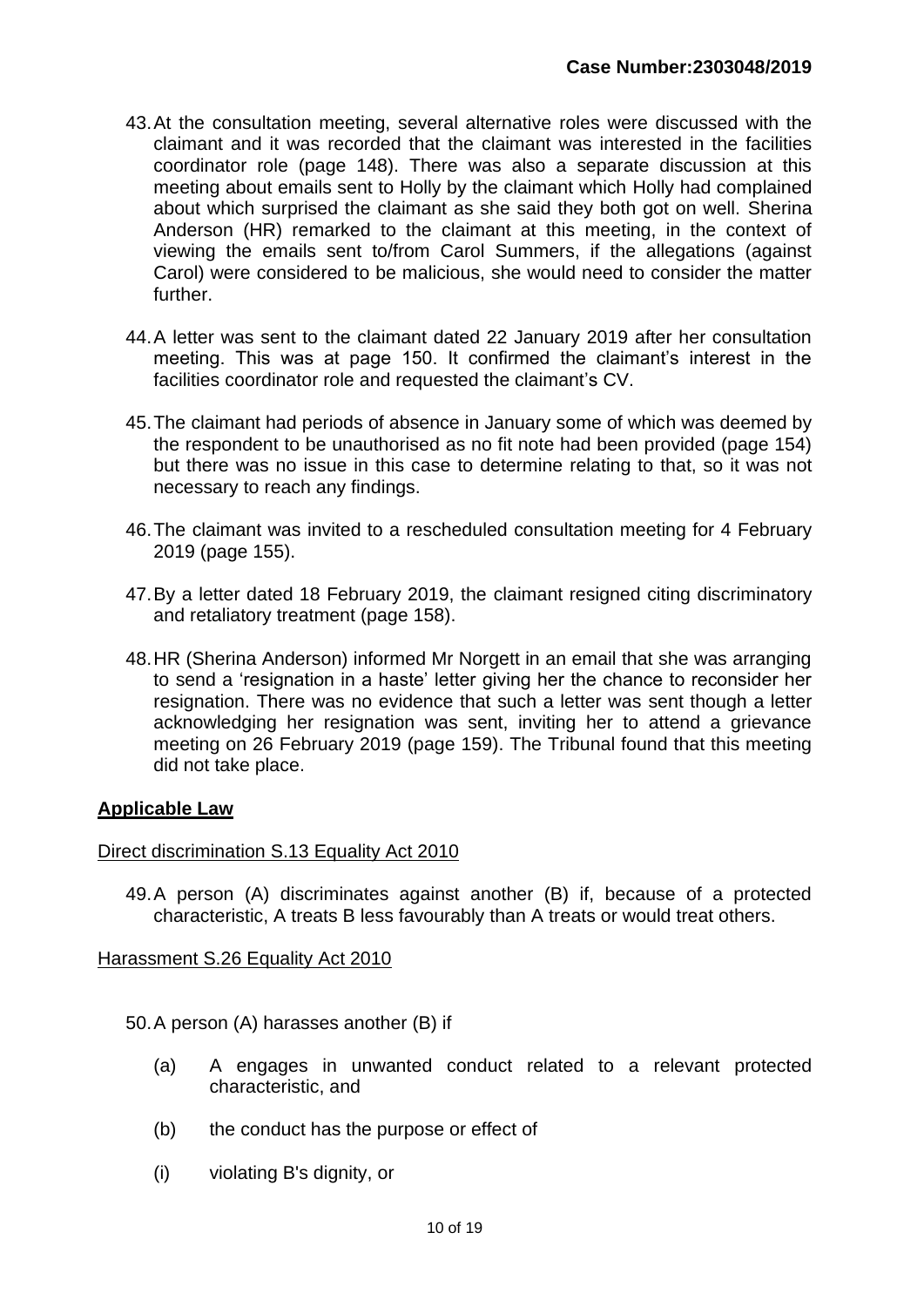43. At the consultation meeting, several alternative roles were discussed with the claimant and it was recorded that the claimant was interested in the facilities coordinator role (page 148). There was also a separate discussion at this meeting about emails sent to Holly by the claimant which Holly had complained about which surprised the claimant as she said they both got on well. Sherina Anderson (HR) remarked to the claimant at this meeting, in the context of viewing the emails sent to/from Carol Summers, if the allegations (against Carol) were considered to be malicious, she would need to consider the matter further.

44. A letter was sent to the claimant dated 22 January 2019 after her consultation meeting. This was at page 150. It confirmed the claimant's interest in the facilities coordinator role and requested the claimant's CV.

45. The claimant had periods of absence in January some of which was deemed by the respondent to be unauthorised as no fit note had been provided (page 154) but there was no issue in this case to determine relating to that, so it was not necessary to reach any findings.

46. The claimant was invited to a rescheduled consultation meeting for 4 February 2019 (page 155).

47. By a letter dated 18 February 2019, the claimant resigned citing discriminatory and retaliatory treatment (page 158).

48. HR (Sherina Anderson) informed Mr Norgett in an email that she was arranging to send a 'resignation in a haste' letter giving her the chance to reconsider her resignation. There was no evidence that such a letter was sent though a letter acknowledging her resignation was sent, inviting her to attend a grievance meeting on 26 February 2019 (page 159). The Tribunal found that this meeting did not take place.

## Applicable Law

Direct discrimination S.13 Equality Act 2010

49. A person (A) discriminates against another (B) if, because of a protected characteristic, A treats B less favourably than A treats or would treat others.

Harassment S.26 Equality Act 2010

50. A person (A) harasses another (B) if

    (a) A engages in unwanted conduct related to a relevant protected characteristic, and

    (b) the conduct has the purpose or effect of

    (i) violating B's dignity, or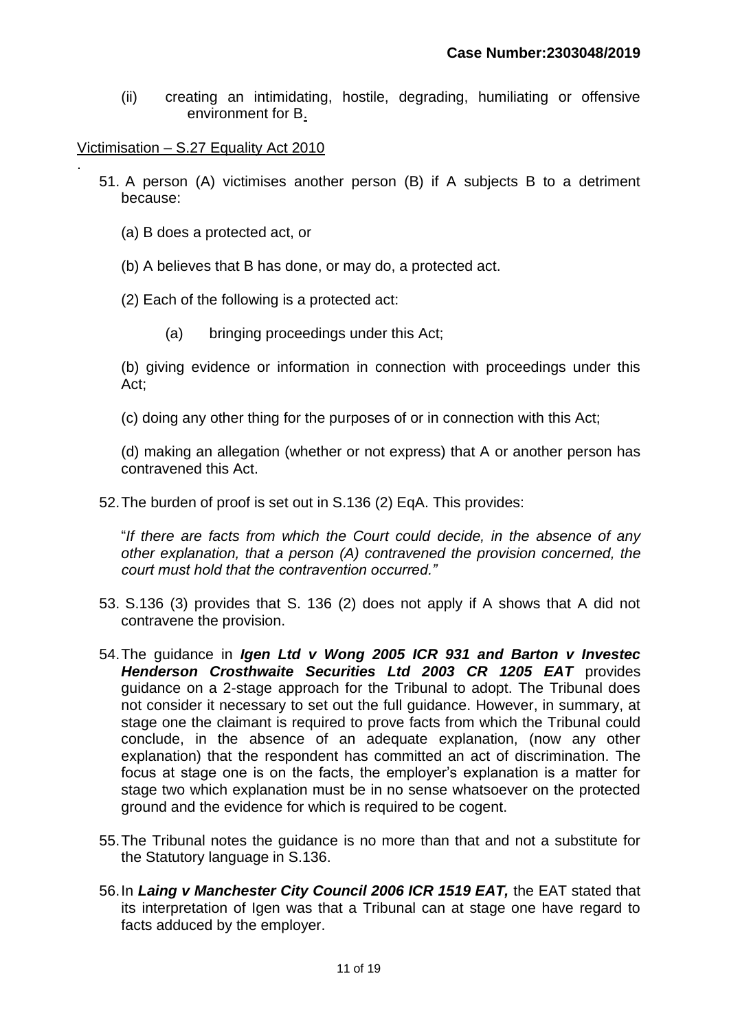(ii) creating an intimidating, hostile, degrading, humiliating or offensive environment for B.

Victimisation – S.27 Equality Act 2010

51. A person (A) victimises another person (B) if A subjects B to a detriment because:

    (a) B does a protected act, or

    (b) A believes that B has done, or may do, a protected act.

    (2) Each of the following is a protected act:

    (a) bringing proceedings under this Act;

    (b) giving evidence or information in connection with proceedings under this Act;

    (c) doing any other thing for the purposes of or in connection with this Act;

    (d) making an allegation (whether or not express) that A or another person has contravened this Act.

52. The burden of proof is set out in S.136 (2) EqA. This provides:

    "*If there are facts from which the Court could decide, in the absence of any other explanation, that a person (A) contravened the provision concerned, the court must hold that the contravention occurred.*"

53. S.136 (3) provides that S. 136 (2) does not apply if A shows that A did not contravene the provision.

54. The guidance in ***Igen Ltd v Wong 2005 ICR 931 and Barton v Investec Henderson Crosthwaite Securities Ltd 2003 CR 1205 EAT*** provides guidance on a 2-stage approach for the Tribunal to adopt. The Tribunal does not consider it necessary to set out the full guidance. However, in summary, at stage one the claimant is required to prove facts from which the Tribunal could conclude, in the absence of an adequate explanation, (now any other explanation) that the respondent has committed an act of discrimination. The focus at stage one is on the facts, the employer's explanation is a matter for stage two which explanation must be in no sense whatsoever on the protected ground and the evidence for which is required to be cogent.

55. The Tribunal notes the guidance is no more than that and not a substitute for the Statutory language in S.136.

56. In ***Laing v Manchester City Council 2006 ICR 1519 EAT,*** the EAT stated that its interpretation of Igen was that a Tribunal can at stage one have regard to facts adduced by the employer.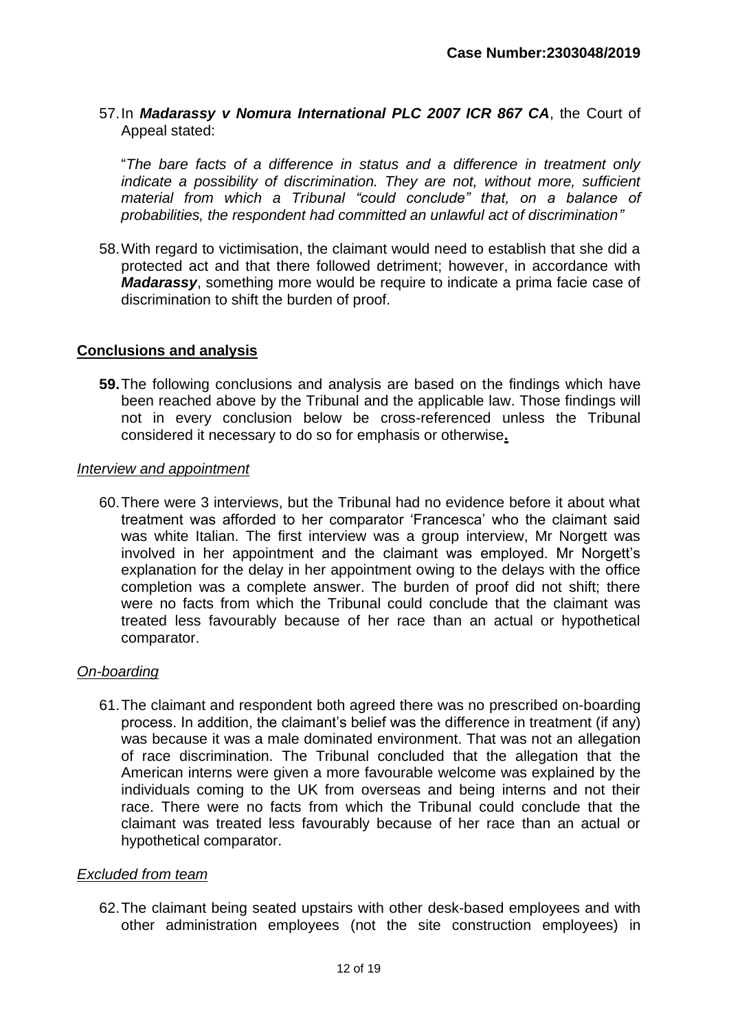57. In ***Madarassy v Nomura International PLC 2007 ICR 867 CA***, the Court of Appeal stated:

"*The bare facts of a difference in status and a difference in treatment only indicate a possibility of discrimination. They are not, without more, sufficient material from which a Tribunal "could conclude" that, on a balance of probabilities, the respondent had committed an unlawful act of discrimination"*

58. With regard to victimisation, the claimant would need to establish that she did a protected act and that there followed detriment; however, in accordance with ***Madarassy***, something more would be require to indicate a prima facie case of discrimination to shift the burden of proof.

## **Conclusions and analysis**

**59.** The following conclusions and analysis are based on the findings which have been reached above by the Tribunal and the applicable law. Those findings will not in every conclusion below be cross-referenced unless the Tribunal considered it necessary to do so for emphasis or otherwise**.**

### *Interview and appointment*

60. There were 3 interviews, but the Tribunal had no evidence before it about what treatment was afforded to her comparator 'Francesca' who the claimant said was white Italian. The first interview was a group interview, Mr Norgett was involved in her appointment and the claimant was employed. Mr Norgett's explanation for the delay in her appointment owing to the delays with the office completion was a complete answer. The burden of proof did not shift; there were no facts from which the Tribunal could conclude that the claimant was treated less favourably because of her race than an actual or hypothetical comparator.

### *On-boarding*

61. The claimant and respondent both agreed there was no prescribed on-boarding process. In addition, the claimant's belief was the difference in treatment (if any) was because it was a male dominated environment. That was not an allegation of race discrimination. The Tribunal concluded that the allegation that the American interns were given a more favourable welcome was explained by the individuals coming to the UK from overseas and being interns and not their race. There were no facts from which the Tribunal could conclude that the claimant was treated less favourably because of her race than an actual or hypothetical comparator.

### *Excluded from team*

62. The claimant being seated upstairs with other desk-based employees and with other administration employees (not the site construction employees) in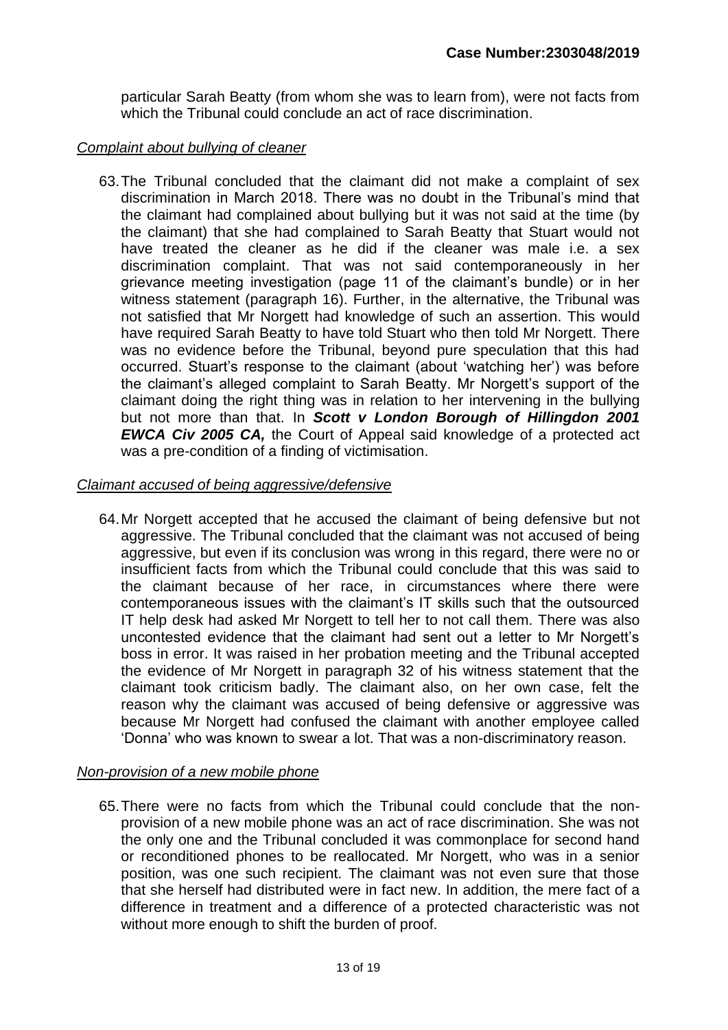particular Sarah Beatty (from whom she was to learn from), were not facts from which the Tribunal could conclude an act of race discrimination.

*Complaint about bullying of cleaner*

63. The Tribunal concluded that the claimant did not make a complaint of sex discrimination in March 2018. There was no doubt in the Tribunal's mind that the claimant had complained about bullying but it was not said at the time (by the claimant) that she had complained to Sarah Beatty that Stuart would not have treated the cleaner as he did if the cleaner was male i.e. a sex discrimination complaint. That was not said contemporaneously in her grievance meeting investigation (page 11 of the claimant's bundle) or in her witness statement (paragraph 16). Further, in the alternative, the Tribunal was not satisfied that Mr Norgett had knowledge of such an assertion. This would have required Sarah Beatty to have told Stuart who then told Mr Norgett. There was no evidence before the Tribunal, beyond pure speculation that this had occurred. Stuart's response to the claimant (about 'watching her') was before the claimant's alleged complaint to Sarah Beatty. Mr Norgett's support of the claimant doing the right thing was in relation to her intervening in the bullying but not more than that. In ***Scott v London Borough of Hillingdon 2001 EWCA Civ 2005 CA,*** the Court of Appeal said knowledge of a protected act was a pre-condition of a finding of victimisation.

*Claimant accused of being aggressive/defensive*

64. Mr Norgett accepted that he accused the claimant of being defensive but not aggressive. The Tribunal concluded that the claimant was not accused of being aggressive, but even if its conclusion was wrong in this regard, there were no or insufficient facts from which the Tribunal could conclude that this was said to the claimant because of her race, in circumstances where there were contemporaneous issues with the claimant's IT skills such that the outsourced IT help desk had asked Mr Norgett to tell her to not call them. There was also uncontested evidence that the claimant had sent out a letter to Mr Norgett's boss in error. It was raised in her probation meeting and the Tribunal accepted the evidence of Mr Norgett in paragraph 32 of his witness statement that the claimant took criticism badly. The claimant also, on her own case, felt the reason why the claimant was accused of being defensive or aggressive was because Mr Norgett had confused the claimant with another employee called 'Donna' who was known to swear a lot. That was a non-discriminatory reason.

*Non-provision of a new mobile phone*

65. There were no facts from which the Tribunal could conclude that the non-provision of a new mobile phone was an act of race discrimination. She was not the only one and the Tribunal concluded it was commonplace for second hand or reconditioned phones to be reallocated. Mr Norgett, who was in a senior position, was one such recipient. The claimant was not even sure that those that she herself had distributed were in fact new. In addition, the mere fact of a difference in treatment and a difference of a protected characteristic was not without more enough to shift the burden of proof.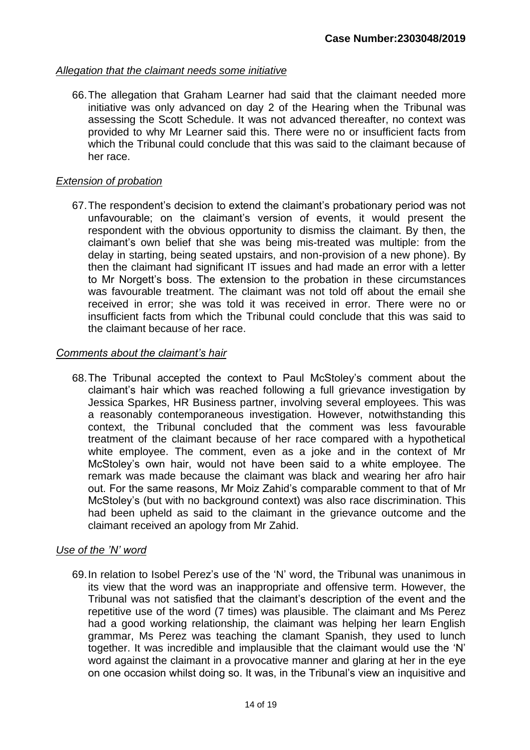*Allegation that the claimant needs some initiative*

66. The allegation that Graham Learner had said that the claimant needed more initiative was only advanced on day 2 of the Hearing when the Tribunal was assessing the Scott Schedule. It was not advanced thereafter, no context was provided to why Mr Learner said this. There were no or insufficient facts from which the Tribunal could conclude that this was said to the claimant because of her race.

*Extension of probation*

67. The respondent's decision to extend the claimant's probationary period was not unfavourable; on the claimant's version of events, it would present the respondent with the obvious opportunity to dismiss the claimant. By then, the claimant's own belief that she was being mis-treated was multiple: from the delay in starting, being seated upstairs, and non-provision of a new phone). By then the claimant had significant IT issues and had made an error with a letter to Mr Norgett's boss. The extension to the probation in these circumstances was favourable treatment. The claimant was not told off about the email she received in error; she was told it was received in error. There were no or insufficient facts from which the Tribunal could conclude that this was said to the claimant because of her race.

*Comments about the claimant's hair*

68. The Tribunal accepted the context to Paul McStoley's comment about the claimant's hair which was reached following a full grievance investigation by Jessica Sparkes, HR Business partner, involving several employees. This was a reasonably contemporaneous investigation. However, notwithstanding this context, the Tribunal concluded that the comment was less favourable treatment of the claimant because of her race compared with a hypothetical white employee. The comment, even as a joke and in the context of Mr McStoley's own hair, would not have been said to a white employee. The remark was made because the claimant was black and wearing her afro hair out. For the same reasons, Mr Moiz Zahid's comparable comment to that of Mr McStoley's (but with no background context) was also race discrimination. This had been upheld as said to the claimant in the grievance outcome and the claimant received an apology from Mr Zahid.

*Use of the 'N' word*

69. In relation to Isobel Perez's use of the 'N' word, the Tribunal was unanimous in its view that the word was an inappropriate and offensive term. However, the Tribunal was not satisfied that the claimant's description of the event and the repetitive use of the word (7 times) was plausible. The claimant and Ms Perez had a good working relationship, the claimant was helping her learn English grammar, Ms Perez was teaching the clamant Spanish, they used to lunch together. It was incredible and implausible that the claimant would use the 'N' word against the claimant in a provocative manner and glaring at her in the eye on one occasion whilst doing so. It was, in the Tribunal's view an inquisitive and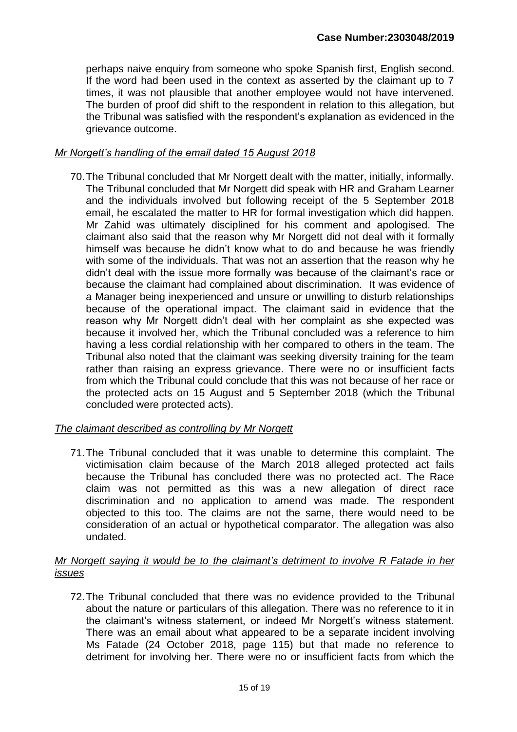perhaps naive enquiry from someone who spoke Spanish first, English second. If the word had been used in the context as asserted by the claimant up to 7 times, it was not plausible that another employee would not have intervened. The burden of proof did shift to the respondent in relation to this allegation, but the Tribunal was satisfied with the respondent's explanation as evidenced in the grievance outcome.

*Mr Norgett's handling of the email dated 15 August 2018*

70. The Tribunal concluded that Mr Norgett dealt with the matter, initially, informally. The Tribunal concluded that Mr Norgett did speak with HR and Graham Learner and the individuals involved but following receipt of the 5 September 2018 email, he escalated the matter to HR for formal investigation which did happen. Mr Zahid was ultimately disciplined for his comment and apologised. The claimant also said that the reason why Mr Norgett did not deal with it formally himself was because he didn't know what to do and because he was friendly with some of the individuals. That was not an assertion that the reason why he didn't deal with the issue more formally was because of the claimant's race or because the claimant had complained about discrimination. It was evidence of a Manager being inexperienced and unsure or unwilling to disturb relationships because of the operational impact. The claimant said in evidence that the reason why Mr Norgett didn't deal with her complaint as she expected was because it involved her, which the Tribunal concluded was a reference to him having a less cordial relationship with her compared to others in the team. The Tribunal also noted that the claimant was seeking diversity training for the team rather than raising an express grievance. There were no or insufficient facts from which the Tribunal could conclude that this was not because of her race or the protected acts on 15 August and 5 September 2018 (which the Tribunal concluded were protected acts).

*The claimant described as controlling by Mr Norgett*

71. The Tribunal concluded that it was unable to determine this complaint. The victimisation claim because of the March 2018 alleged protected act fails because the Tribunal has concluded there was no protected act. The Race claim was not permitted as this was a new allegation of direct race discrimination and no application to amend was made. The respondent objected to this too. The claims are not the same, there would need to be consideration of an actual or hypothetical comparator. The allegation was also undated.

*Mr Norgett saying it would be to the claimant's detriment to involve R Fatade in her issues*

72. The Tribunal concluded that there was no evidence provided to the Tribunal about the nature or particulars of this allegation. There was no reference to it in the claimant's witness statement, or indeed Mr Norgett's witness statement. There was an email about what appeared to be a separate incident involving Ms Fatade (24 October 2018, page 115) but that made no reference to detriment for involving her. There were no or insufficient facts from which the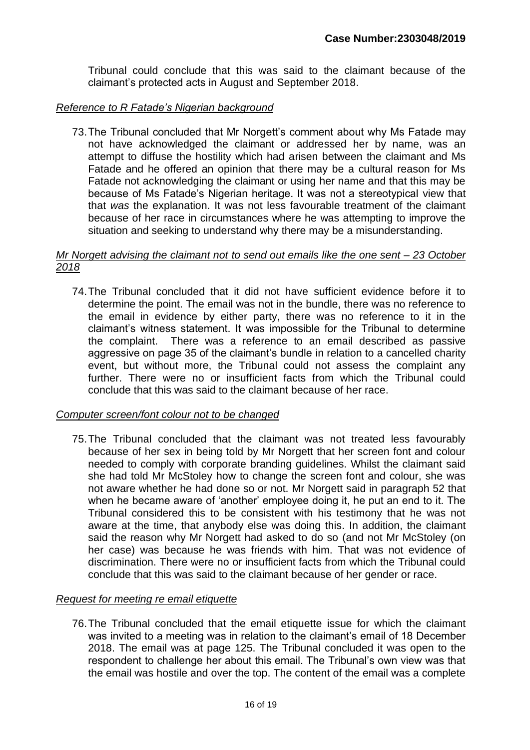Tribunal could conclude that this was said to the claimant because of the claimant's protected acts in August and September 2018.

*Reference to R Fatade's Nigerian background*

73. The Tribunal concluded that Mr Norgett's comment about why Ms Fatade may not have acknowledged the claimant or addressed her by name, was an attempt to diffuse the hostility which had arisen between the claimant and Ms Fatade and he offered an opinion that there may be a cultural reason for Ms Fatade not acknowledging the claimant or using her name and that this may be because of Ms Fatade's Nigerian heritage. It was not a stereotypical view that that *was* the explanation. It was not less favourable treatment of the claimant because of her race in circumstances where he was attempting to improve the situation and seeking to understand why there may be a misunderstanding.

*Mr Norgett advising the claimant not to send out emails like the one sent – 23 October 2018*

74. The Tribunal concluded that it did not have sufficient evidence before it to determine the point. The email was not in the bundle, there was no reference to the email in evidence by either party, there was no reference to it in the claimant's witness statement. It was impossible for the Tribunal to determine the complaint. There was a reference to an email described as passive aggressive on page 35 of the claimant's bundle in relation to a cancelled charity event, but without more, the Tribunal could not assess the complaint any further. There were no or insufficient facts from which the Tribunal could conclude that this was said to the claimant because of her race.

*Computer screen/font colour not to be changed*

75. The Tribunal concluded that the claimant was not treated less favourably because of her sex in being told by Mr Norgett that her screen font and colour needed to comply with corporate branding guidelines. Whilst the claimant said she had told Mr McStoley how to change the screen font and colour, she was not aware whether he had done so or not. Mr Norgett said in paragraph 52 that when he became aware of 'another' employee doing it, he put an end to it. The Tribunal considered this to be consistent with his testimony that he was not aware at the time, that anybody else was doing this. In addition, the claimant said the reason why Mr Norgett had asked to do so (and not Mr McStoley (on her case) was because he was friends with him. That was not evidence of discrimination. There were no or insufficient facts from which the Tribunal could conclude that this was said to the claimant because of her gender or race.

*Request for meeting re email etiquette*

76. The Tribunal concluded that the email etiquette issue for which the claimant was invited to a meeting was in relation to the claimant's email of 18 December 2018. The email was at page 125. The Tribunal concluded it was open to the respondent to challenge her about this email. The Tribunal's own view was that the email was hostile and over the top. The content of the email was a complete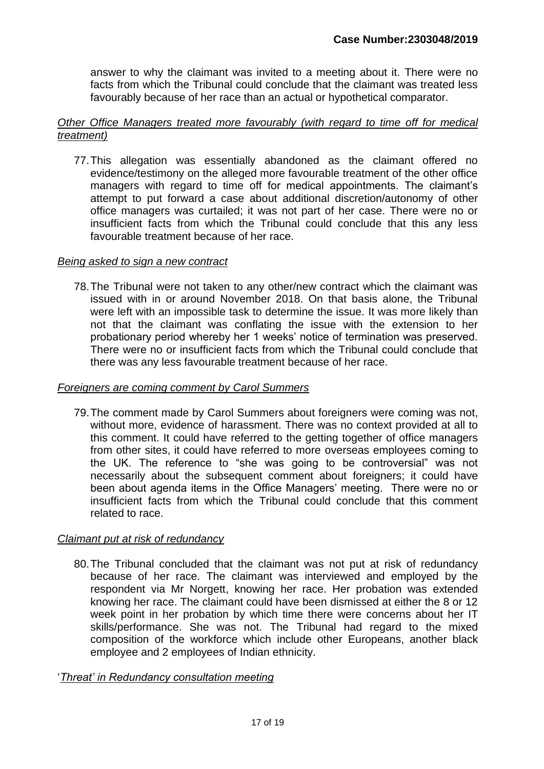answer to why the claimant was invited to a meeting about it. There were no facts from which the Tribunal could conclude that the claimant was treated less favourably because of her race than an actual or hypothetical comparator.

*<u>Other Office Managers treated more favourably (with regard to time off for medical treatment)</u>*

77. This allegation was essentially abandoned as the claimant offered no evidence/testimony on the alleged more favourable treatment of the other office managers with regard to time off for medical appointments. The claimant's attempt to put forward a case about additional discretion/autonomy of other office managers was curtailed; it was not part of her case. There were no or insufficient facts from which the Tribunal could conclude that this any less favourable treatment because of her race.

*<u>Being asked to sign a new contract</u>*

78. The Tribunal were not taken to any other/new contract which the claimant was issued with in or around November 2018. On that basis alone, the Tribunal were left with an impossible task to determine the issue. It was more likely than not that the claimant was conflating the issue with the extension to her probationary period whereby her 1 weeks' notice of termination was preserved. There were no or insufficient facts from which the Tribunal could conclude that there was any less favourable treatment because of her race.

*<u>Foreigners are coming comment by Carol Summers</u>*

79. The comment made by Carol Summers about foreigners were coming was not, without more, evidence of harassment. There was no context provided at all to this comment. It could have referred to the getting together of office managers from other sites, it could have referred to more overseas employees coming to the UK. The reference to "she was going to be controversial" was not necessarily about the subsequent comment about foreigners; it could have been about agenda items in the Office Managers' meeting. There were no or insufficient facts from which the Tribunal could conclude that this comment related to race.

*<u>Claimant put at risk of redundancy</u>*

80. The Tribunal concluded that the claimant was not put at risk of redundancy because of her race. The claimant was interviewed and employed by the respondent via Mr Norgett, knowing her race. Her probation was extended knowing her race. The claimant could have been dismissed at either the 8 or 12 week point in her probation by which time there were concerns about her IT skills/performance. She was not. The Tribunal had regard to the mixed composition of the workforce which include other Europeans, another black employee and 2 employees of Indian ethnicity.

*<u>'Threat' in Redundancy consultation meeting</u>*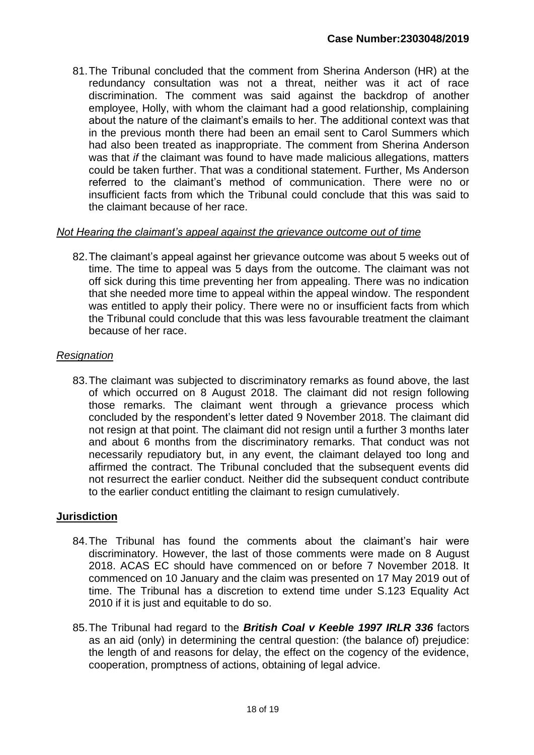**Case Number:2303048/2019**

81. The Tribunal concluded that the comment from Sherina Anderson (HR) at the redundancy consultation was not a threat, neither was it act of race discrimination. The comment was said against the backdrop of another employee, Holly, with whom the claimant had a good relationship, complaining about the nature of the claimant's emails to her. The additional context was that in the previous month there had been an email sent to Carol Summers which had also been treated as inappropriate. The comment from Sherina Anderson was that *if* the claimant was found to have made malicious allegations, matters could be taken further. That was a conditional statement. Further, Ms Anderson referred to the claimant's method of communication. There were no or insufficient facts from which the Tribunal could conclude that this was said to the claimant because of her race.

*Not Hearing the claimant's appeal against the grievance outcome out of time*

82. The claimant's appeal against her grievance outcome was about 5 weeks out of time. The time to appeal was 5 days from the outcome. The claimant was not off sick during this time preventing her from appealing. There was no indication that she needed more time to appeal within the appeal window. The respondent was entitled to apply their policy. There were no or insufficient facts from which the Tribunal could conclude that this was less favourable treatment the claimant because of her race.

*Resignation*

83. The claimant was subjected to discriminatory remarks as found above, the last of which occurred on 8 August 2018. The claimant did not resign following those remarks. The claimant went through a grievance process which concluded by the respondent's letter dated 9 November 2018. The claimant did not resign at that point. The claimant did not resign until a further 3 months later and about 6 months from the discriminatory remarks. That conduct was not necessarily repudiatory but, in any event, the claimant delayed too long and affirmed the contract. The Tribunal concluded that the subsequent events did not resurrect the earlier conduct. Neither did the subsequent conduct contribute to the earlier conduct entitling the claimant to resign cumulatively.

## Jurisdiction

84. The Tribunal has found the comments about the claimant's hair were discriminatory. However, the last of those comments were made on 8 August 2018. ACAS EC should have commenced on or before 7 November 2018. It commenced on 10 January and the claim was presented on 17 May 2019 out of time. The Tribunal has a discretion to extend time under S.123 Equality Act 2010 if it is just and equitable to do so.

85. The Tribunal had regard to the ***British Coal v Keeble 1997 IRLR 336*** factors as an aid (only) in determining the central question: (the balance of) prejudice: the length of and reasons for delay, the effect on the cogency of the evidence, cooperation, promptness of actions, obtaining of legal advice.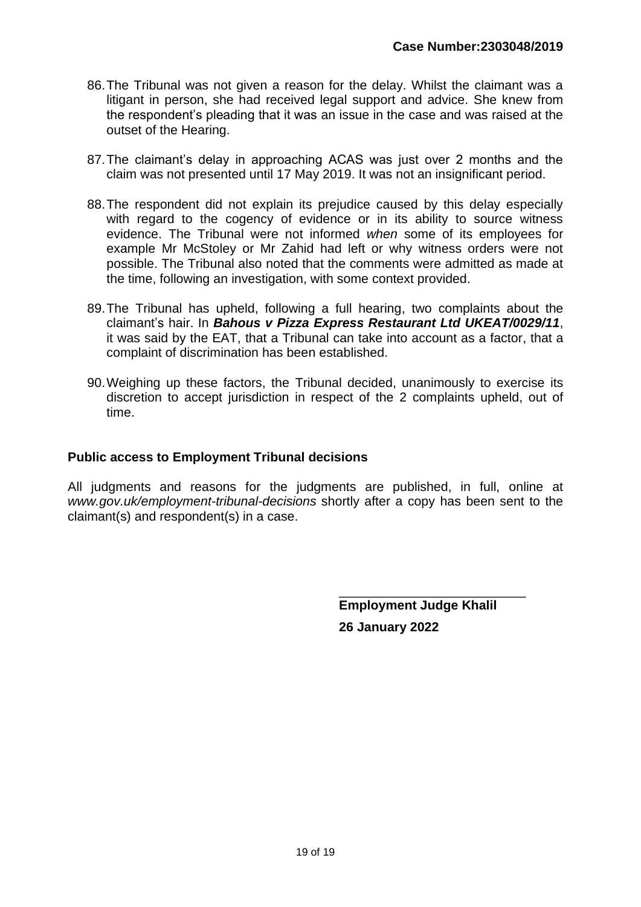86. The Tribunal was not given a reason for the delay. Whilst the claimant was a litigant in person, she had received legal support and advice. She knew from the respondent's pleading that it was an issue in the case and was raised at the outset of the Hearing.

87. The claimant's delay in approaching ACAS was just over 2 months and the claim was not presented until 17 May 2019. It was not an insignificant period.

88. The respondent did not explain its prejudice caused by this delay especially with regard to the cogency of evidence or in its ability to source witness evidence. The Tribunal were not informed *when* some of its employees for example Mr McStoley or Mr Zahid had left or why witness orders were not possible. The Tribunal also noted that the comments were admitted as made at the time, following an investigation, with some context provided.

89. The Tribunal has upheld, following a full hearing, two complaints about the claimant's hair. In ***Bahous v Pizza Express Restaurant Ltd UKEAT/0029/11***, it was said by the EAT, that a Tribunal can take into account as a factor, that a complaint of discrimination has been established.

90. Weighing up these factors, the Tribunal decided, unanimously to exercise its discretion to accept jurisdiction in respect of the 2 complaints upheld, out of time.

**Public access to Employment Tribunal decisions**

All judgments and reasons for the judgments are published, in full, online at *www.gov.uk/employment-tribunal-decisions* shortly after a copy has been sent to the claimant(s) and respondent(s) in a case.

\_\_\_\_\_\_\_\_\_\_\_\_\_\_\_\_\_\_\_\_\_\_\_\_\_\_\_

**Employment Judge Khalil**

**26 January 2022**